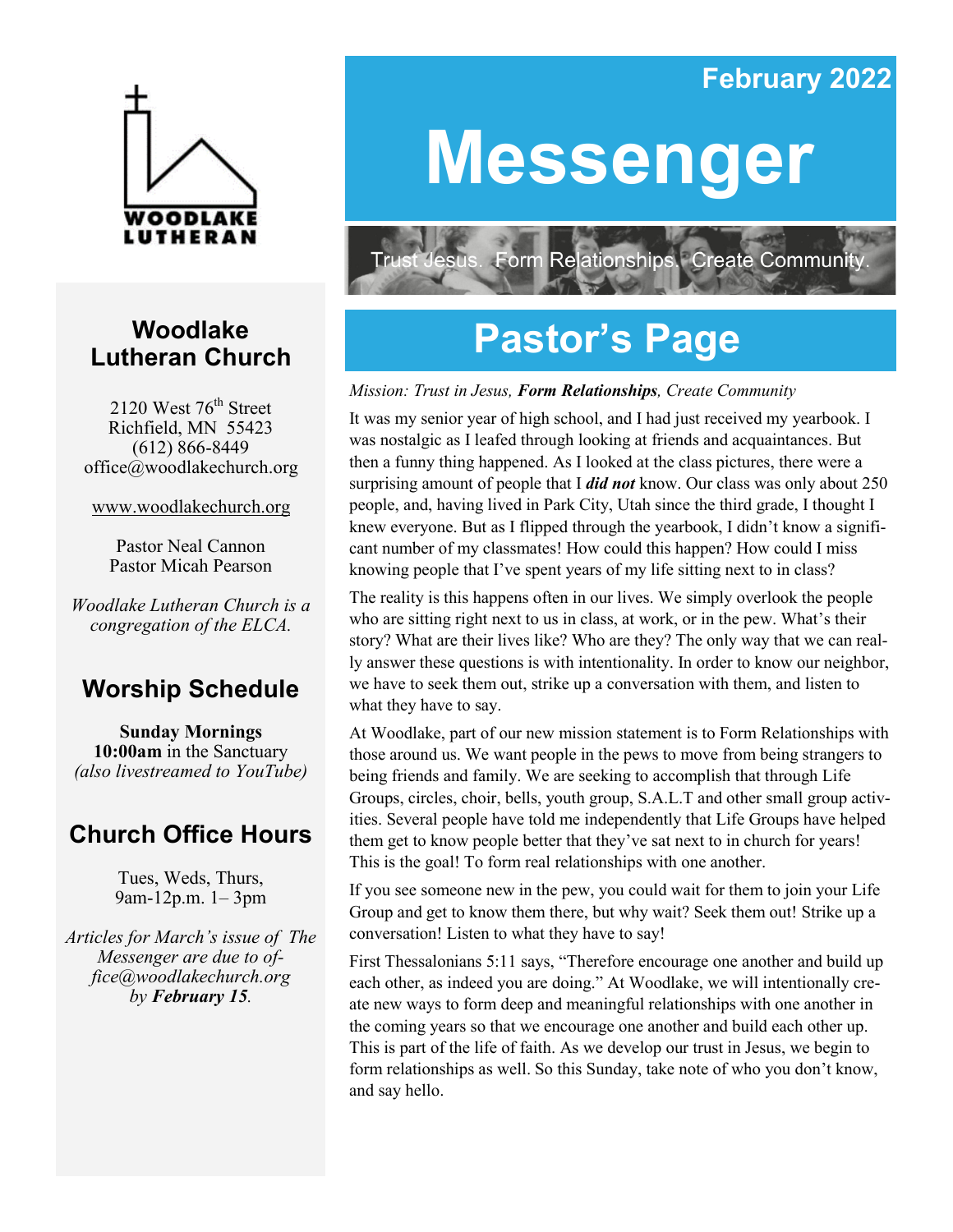WOODLAKE LUTHERAN

## Woodlake Lutheran Church

2120 West 76th Street
Richfield, MN 55423
(612) 866-8449
office@woodlakechurch.org

www.woodlakechurch.org

Pastor Neal Cannon
Pastor Micah Pearson

*Woodlake Lutheran Church is a congregation of the ELCA.*

## Worship Schedule

**Sunday Mornings**
**10:00am** in the Sanctuary
*(also livestreamed to YouTube)*

## Church Office Hours

Tues, Weds, Thurs,
9am-12p.m. 1– 3pm

*Articles for March's issue of The Messenger are due to office@woodlakechurch.org by **February 15**.*

February 2022

# Messenger

Trust Jesus. Form Relationships. Create Community.

# Pastor's Page

*Mission: Trust in Jesus, **Form Relationships**, Create Community*

It was my senior year of high school, and I had just received my yearbook. I was nostalgic as I leafed through looking at friends and acquaintances. But then a funny thing happened. As I looked at the class pictures, there were a surprising amount of people that I ***did not*** know. Our class was only about 250 people, and, having lived in Park City, Utah since the third grade, I thought I knew everyone. But as I flipped through the yearbook, I didn't know a significant number of my classmates! How could this happen? How could I miss knowing people that I've spent years of my life sitting next to in class?

The reality is this happens often in our lives. We simply overlook the people who are sitting right next to us in class, at work, or in the pew. What's their story? What are their lives like? Who are they? The only way that we can really answer these questions is with intentionality. In order to know our neighbor, we have to seek them out, strike up a conversation with them, and listen to what they have to say.

At Woodlake, part of our new mission statement is to Form Relationships with those around us. We want people in the pews to move from being strangers to being friends and family. We are seeking to accomplish that through Life Groups, circles, choir, bells, youth group, S.A.L.T and other small group activities. Several people have told me independently that Life Groups have helped them get to know people better that they've sat next to in church for years! This is the goal! To form real relationships with one another.

If you see someone new in the pew, you could wait for them to join your Life Group and get to know them there, but why wait? Seek them out! Strike up a conversation! Listen to what they have to say!

First Thessalonians 5:11 says, "Therefore encourage one another and build up each other, as indeed you are doing." At Woodlake, we will intentionally create new ways to form deep and meaningful relationships with one another in the coming years so that we encourage one another and build each other up. This is part of the life of faith. As we develop our trust in Jesus, we begin to form relationships as well. So this Sunday, take note of who you don't know, and say hello.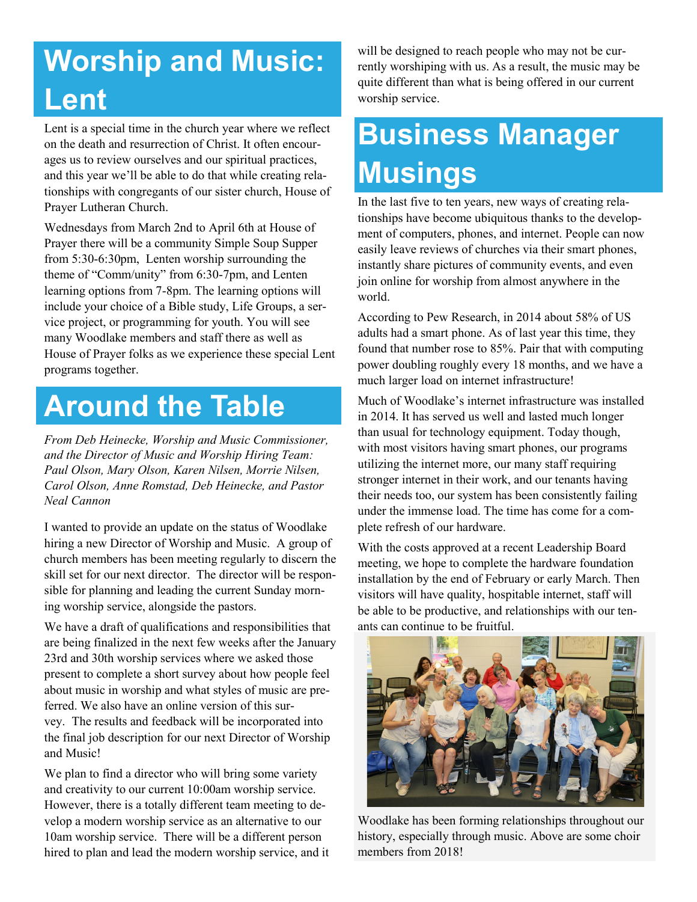# Worship and Music: Lent

Lent is a special time in the church year where we reflect on the death and resurrection of Christ. It often encourages us to review ourselves and our spiritual practices, and this year we'll be able to do that while creating relationships with congregants of our sister church, House of Prayer Lutheran Church.

Wednesdays from March 2nd to April 6th at House of Prayer there will be a community Simple Soup Supper from 5:30-6:30pm, Lenten worship surrounding the theme of "Comm/unity" from 6:30-7pm, and Lenten learning options from 7-8pm. The learning options will include your choice of a Bible study, Life Groups, a service project, or programming for youth. You will see many Woodlake members and staff there as well as House of Prayer folks as we experience these special Lent programs together.

# Around the Table

*From Deb Heinecke, Worship and Music Commissioner, and the Director of Music and Worship Hiring Team: Paul Olson, Mary Olson, Karen Nilsen, Morrie Nilsen, Carol Olson, Anne Romstad, Deb Heinecke, and Pastor Neal Cannon*

I wanted to provide an update on the status of Woodlake hiring a new Director of Worship and Music. A group of church members has been meeting regularly to discern the skill set for our next director. The director will be responsible for planning and leading the current Sunday morning worship service, alongside the pastors.

We have a draft of qualifications and responsibilities that are being finalized in the next few weeks after the January 23rd and 30th worship services where we asked those present to complete a short survey about how people feel about music in worship and what styles of music are preferred. We also have an online version of this survey. The results and feedback will be incorporated into the final job description for our next Director of Worship and Music!

We plan to find a director who will bring some variety and creativity to our current 10:00am worship service. However, there is a totally different team meeting to develop a modern worship service as an alternative to our 10am worship service. There will be a different person hired to plan and lead the modern worship service, and it will be designed to reach people who may not be currently worshiping with us. As a result, the music may be quite different than what is being offered in our current worship service.

# Business Manager Musings

In the last five to ten years, new ways of creating relationships have become ubiquitous thanks to the development of computers, phones, and internet. People can now easily leave reviews of churches via their smart phones, instantly share pictures of community events, and even join online for worship from almost anywhere in the world.

According to Pew Research, in 2014 about 58% of US adults had a smart phone. As of last year this time, they found that number rose to 85%. Pair that with computing power doubling roughly every 18 months, and we have a much larger load on internet infrastructure!

Much of Woodlake's internet infrastructure was installed in 2014. It has served us well and lasted much longer than usual for technology equipment. Today though, with most visitors having smart phones, our programs utilizing the internet more, our many staff requiring stronger internet in their work, and our tenants having their needs too, our system has been consistently failing under the immense load. The time has come for a complete refresh of our hardware.

With the costs approved at a recent Leadership Board meeting, we hope to complete the hardware foundation installation by the end of February or early March. Then visitors will have quality, hospitable internet, staff will be able to be productive, and relationships with our tenants can continue to be fruitful.

Woodlake has been forming relationships throughout our history, especially through music. Above are some choir members from 2018!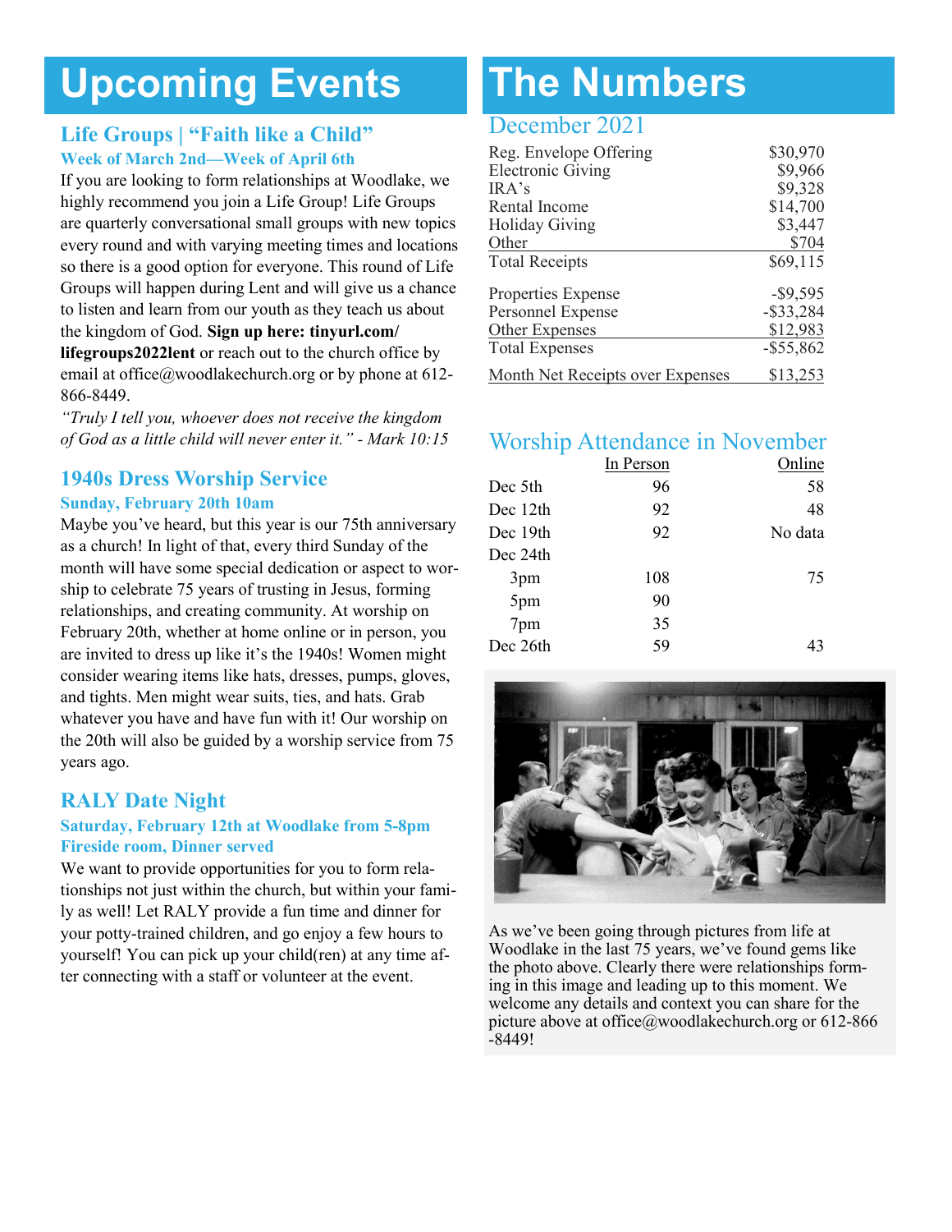# Upcoming Events

### Life Groups | "Faith like a Child"

**Week of March 2nd—Week of April 6th**

If you are looking to form relationships at Woodlake, we highly recommend you join a Life Group! Life Groups are quarterly conversational small groups with new topics every round and with varying meeting times and locations so there is a good option for everyone. This round of Life Groups will happen during Lent and will give us a chance to listen and learn from our youth as they teach us about the kingdom of God. **Sign up here: tinyurl.com/lifegroups2022lent** or reach out to the church office by email at office@woodlakechurch.org or by phone at 612-866-8449.

*"Truly I tell you, whoever does not receive the kingdom of God as a little child will never enter it." - Mark 10:15*

### 1940s Dress Worship Service

**Sunday, February 20th 10am**

Maybe you've heard, but this year is our 75th anniversary as a church! In light of that, every third Sunday of the month will have some special dedication or aspect to worship to celebrate 75 years of trusting in Jesus, forming relationships, and creating community. At worship on February 20th, whether at home online or in person, you are invited to dress up like it's the 1940s! Women might consider wearing items like hats, dresses, pumps, gloves, and tights. Men might wear suits, ties, and hats. Grab whatever you have and have fun with it! Our worship on the 20th will also be guided by a worship service from 75 years ago.

### RALY Date Night

**Saturday, February 12th at Woodlake from 5-8pm**
**Fireside room, Dinner served**

We want to provide opportunities for you to form relationships not just within the church, but within your family as well! Let RALY provide a fun time and dinner for your potty-trained children, and go enjoy a few hours to yourself! You can pick up your child(ren) at any time after connecting with a staff or volunteer at the event.

# The Numbers

## December 2021

| | |
|---|---|
| Reg. Envelope Offering | $30,970 |
| Electronic Giving | $9,966 |
| IRA's | $9,328 |
| Rental Income | $14,700 |
| Holiday Giving | $3,447 |
| Other | $704 |
| Total Receipts | $69,115 |
| Properties Expense | -$9,595 |
| Personnel Expense | -$33,284 |
| Other Expenses | $12,983 |
| Total Expenses | -$55,862 |
| Month Net Receipts over Expenses | $13,253 |

## Worship Attendance in November

| | In Person | Online |
|---|---|---|
| Dec 5th | 96 | 58 |
| Dec 12th | 92 | 48 |
| Dec 19th | 92 | No data |
| Dec 24th | | |
| 3pm | 108 | 75 |
| 5pm | 90 | |
| 7pm | 35 | |
| Dec 26th | 59 | 43 |

As we've been going through pictures from life at Woodlake in the last 75 years, we've found gems like the photo above. Clearly there were relationships forming in this image and leading up to this moment. We welcome any details and context you can share for the picture above at office@woodlakechurch.org or 612-866-8449!